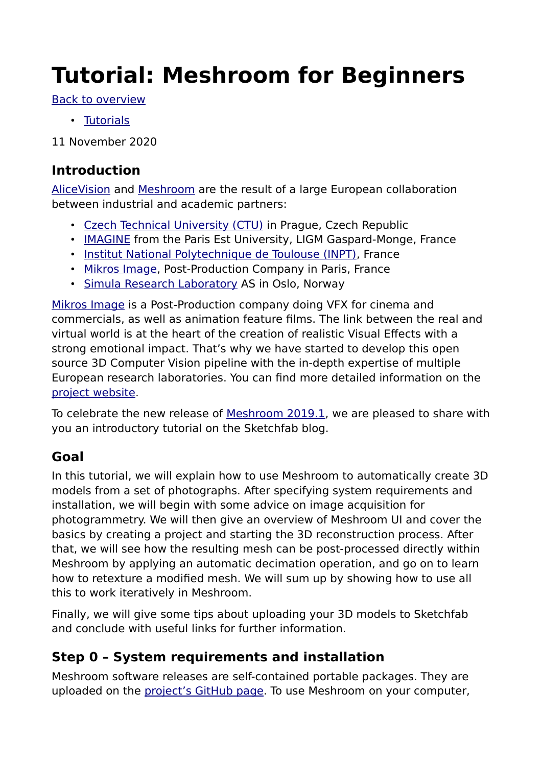# Tutorial: Meshroom for Beginners

[Back to overview](#)

- [Tutorials](#)

11 November 2020

## Introduction

[AliceVision](#) and [Meshroom](#) are the result of a large European collaboration between industrial and academic partners:

- [Czech Technical University (CTU)](#) in Prague, Czech Republic
- [IMAGINE](#) from the Paris Est University, LIGM Gaspard-Monge, France
- [Institut National Polytechnique de Toulouse (INPT)](#), France
- [Mikros Image](#), Post-Production Company in Paris, France
- [Simula Research Laboratory](#) AS in Oslo, Norway

[Mikros Image](#) is a Post-Production company doing VFX for cinema and commercials, as well as animation feature films. The link between the real and virtual world is at the heart of the creation of realistic Visual Effects with a strong emotional impact. That's why we have started to develop this open source 3D Computer Vision pipeline with the in-depth expertise of multiple European research laboratories. You can find more detailed information on the [project website](#).

To celebrate the new release of [Meshroom 2019.1](#), we are pleased to share with you an introductory tutorial on the Sketchfab blog.

## Goal

In this tutorial, we will explain how to use Meshroom to automatically create 3D models from a set of photographs. After specifying system requirements and installation, we will begin with some advice on image acquisition for photogrammetry. We will then give an overview of Meshroom UI and cover the basics by creating a project and starting the 3D reconstruction process. After that, we will see how the resulting mesh can be post-processed directly within Meshroom by applying an automatic decimation operation, and go on to learn how to retexture a modified mesh. We will sum up by showing how to use all this to work iteratively in Meshroom.

Finally, we will give some tips about uploading your 3D models to Sketchfab and conclude with useful links for further information.

## Step 0 – System requirements and installation

Meshroom software releases are self-contained portable packages. They are uploaded on the [project's GitHub page](#). To use Meshroom on your computer,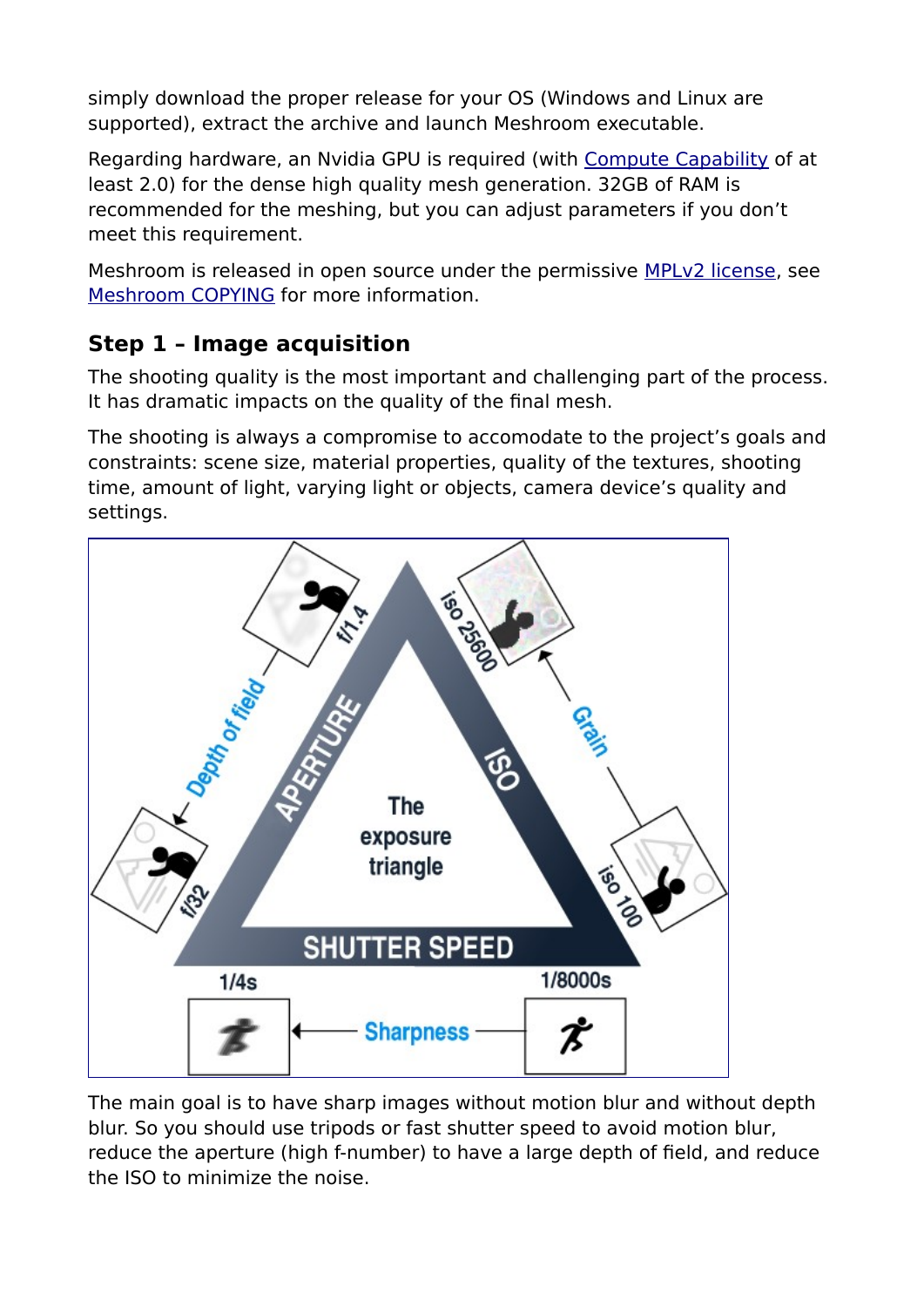simply download the proper release for your OS (Windows and Linux are supported), extract the archive and launch Meshroom executable.

Regarding hardware, an Nvidia GPU is required (with Compute Capability of at least 2.0) for the dense high quality mesh generation. 32GB of RAM is recommended for the meshing, but you can adjust parameters if you don't meet this requirement.

Meshroom is released in open source under the permissive MPLv2 license, see Meshroom COPYING for more information.

## Step 1 – Image acquisition

The shooting quality is the most important and challenging part of the process. It has dramatic impacts on the quality of the final mesh.

The shooting is always a compromise to accomodate to the project's goals and constraints: scene size, material properties, quality of the textures, shooting time, amount of light, varying light or objects, camera device's quality and settings.

The main goal is to have sharp images without motion blur and without depth blur. So you should use tripods or fast shutter speed to avoid motion blur, reduce the aperture (high f-number) to have a large depth of field, and reduce the ISO to minimize the noise.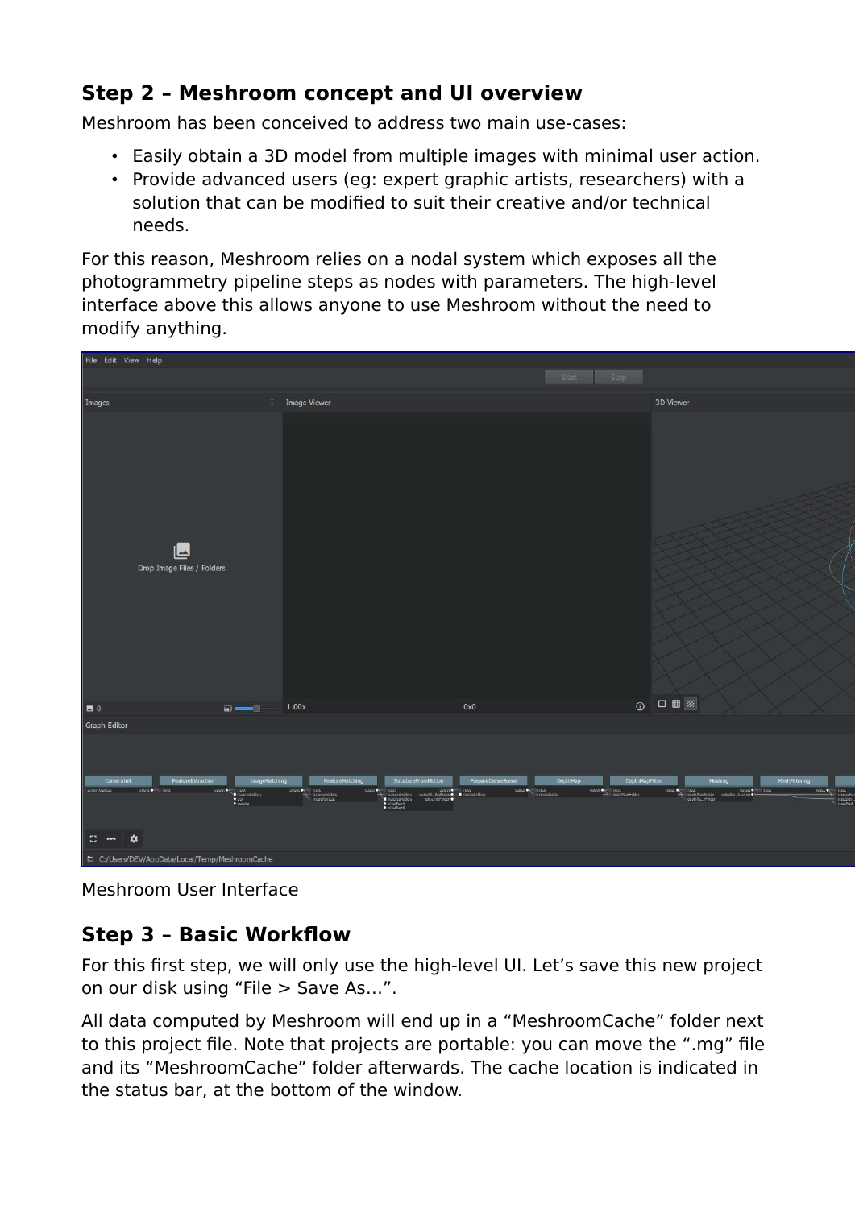## Step 2 – Meshroom concept and UI overview

Meshroom has been conceived to address two main use-cases:

- Easily obtain a 3D model from multiple images with minimal user action.
- Provide advanced users (eg: expert graphic artists, researchers) with a solution that can be modified to suit their creative and/or technical needs.

For this reason, Meshroom relies on a nodal system which exposes all the photogrammetry pipeline steps as nodes with parameters. The high-level interface above this allows anyone to use Meshroom without the need to modify anything.

Meshroom User Interface

## Step 3 – Basic Workflow

For this first step, we will only use the high-level UI. Let's save this new project on our disk using "File > Save As…".

All data computed by Meshroom will end up in a "MeshroomCache" folder next to this project file. Note that projects are portable: you can move the ".mg" file and its "MeshroomCache" folder afterwards. The cache location is indicated in the status bar, at the bottom of the window.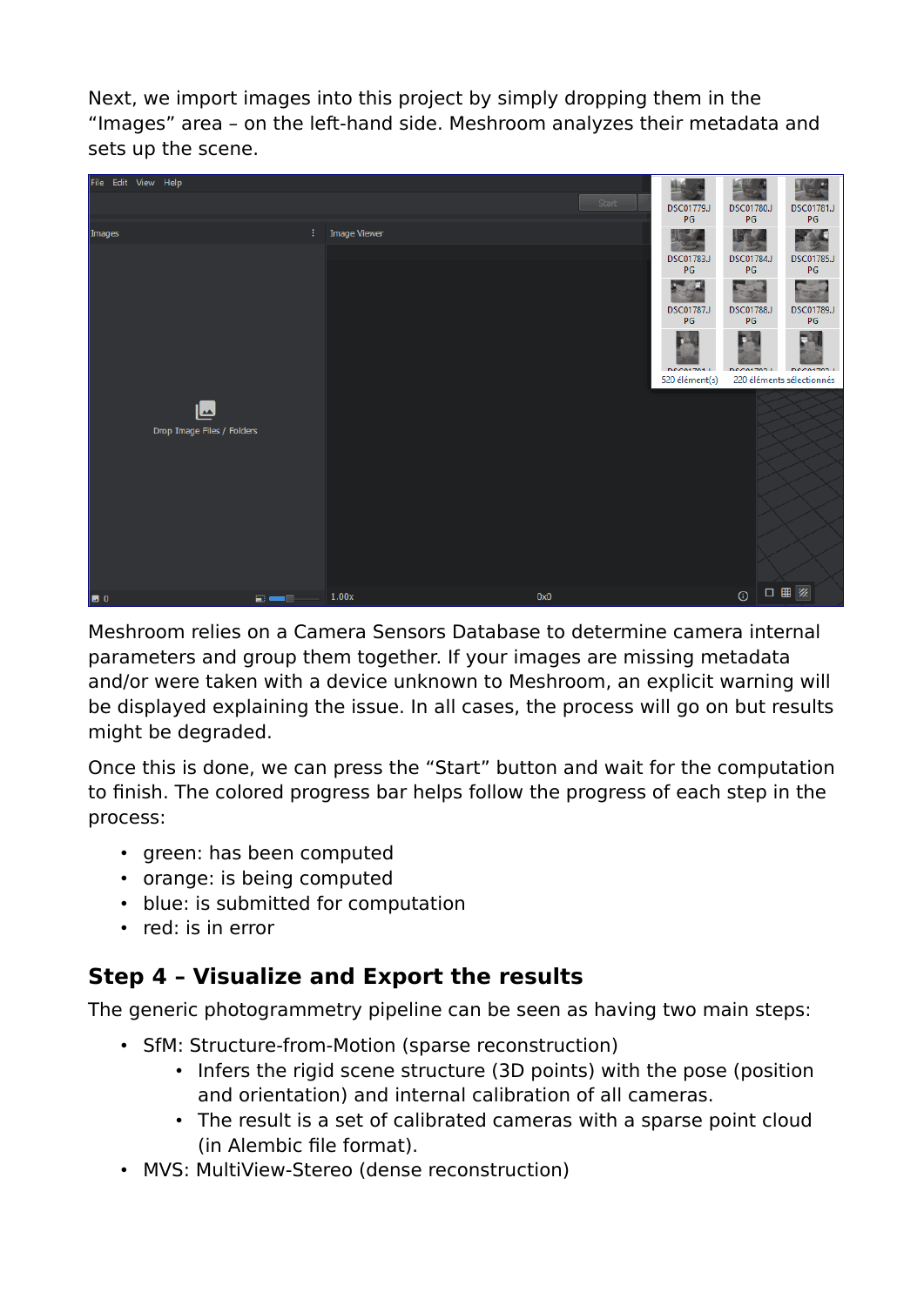Next, we import images into this project by simply dropping them in the "Images" area – on the left-hand side. Meshroom analyzes their metadata and sets up the scene.

Meshroom relies on a Camera Sensors Database to determine camera internal parameters and group them together. If your images are missing metadata and/or were taken with a device unknown to Meshroom, an explicit warning will be displayed explaining the issue. In all cases, the process will go on but results might be degraded.

Once this is done, we can press the "Start" button and wait for the computation to finish. The colored progress bar helps follow the progress of each step in the process:

- green: has been computed
- orange: is being computed
- blue: is submitted for computation
- red: is in error

## Step 4 – Visualize and Export the results

The generic photogrammetry pipeline can be seen as having two main steps:

- SfM: Structure-from-Motion (sparse reconstruction)
  - Infers the rigid scene structure (3D points) with the pose (position and orientation) and internal calibration of all cameras.
  - The result is a set of calibrated cameras with a sparse point cloud (in Alembic file format).
- MVS: MultiView-Stereo (dense reconstruction)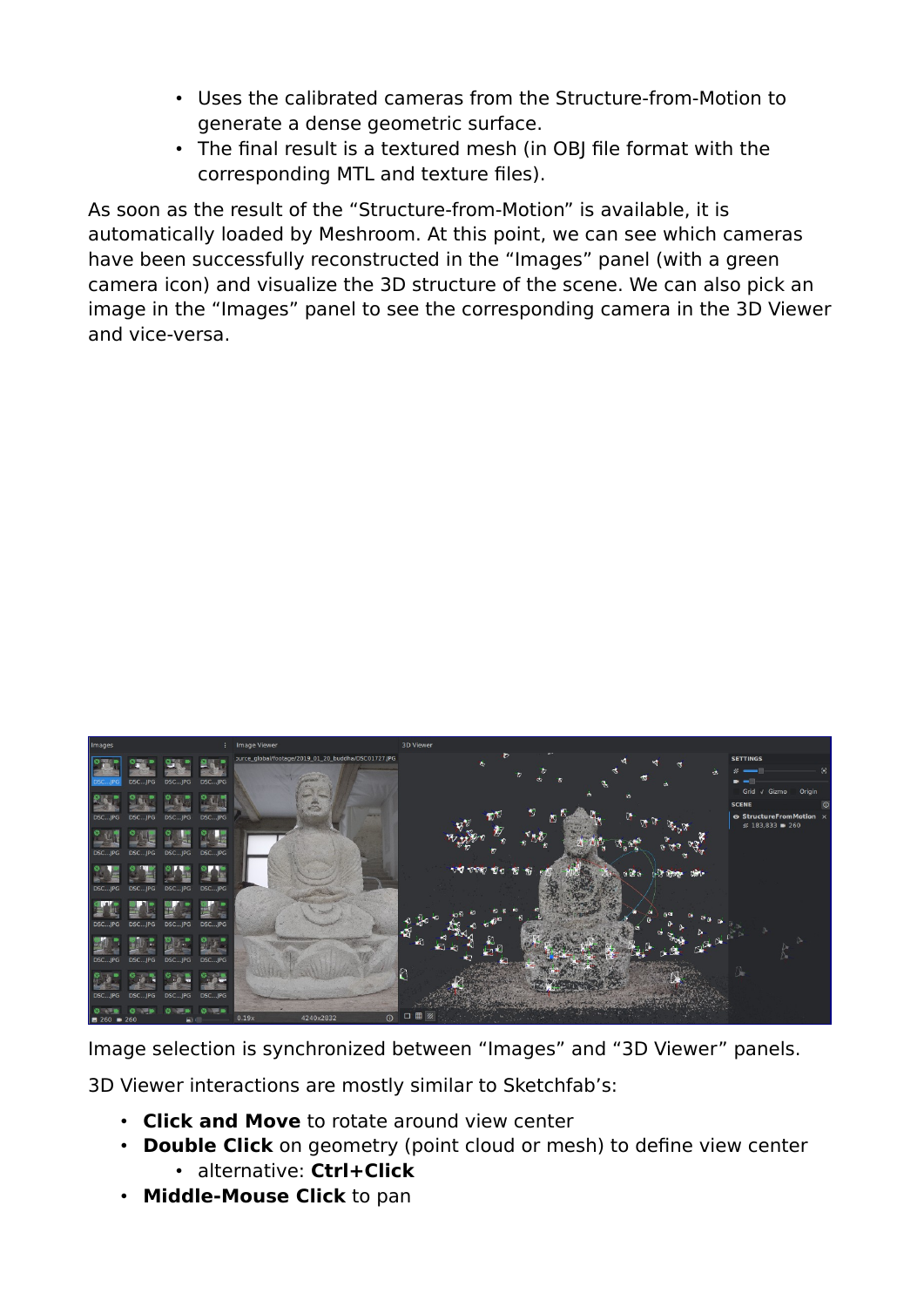- Uses the calibrated cameras from the Structure-from-Motion to generate a dense geometric surface.
- The final result is a textured mesh (in OBJ file format with the corresponding MTL and texture files).

As soon as the result of the “Structure-from-Motion” is available, it is automatically loaded by Meshroom. At this point, we can see which cameras have been successfully reconstructed in the “Images” panel (with a green camera icon) and visualize the 3D structure of the scene. We can also pick an image in the “Images” panel to see the corresponding camera in the 3D Viewer and vice-versa.

Image selection is synchronized between “Images” and “3D Viewer” panels.

3D Viewer interactions are mostly similar to Sketchfab’s:

- **Click and Move** to rotate around view center
- **Double Click** on geometry (point cloud or mesh) to define view center
  - alternative: **Ctrl+Click**
- **Middle-Mouse Click** to pan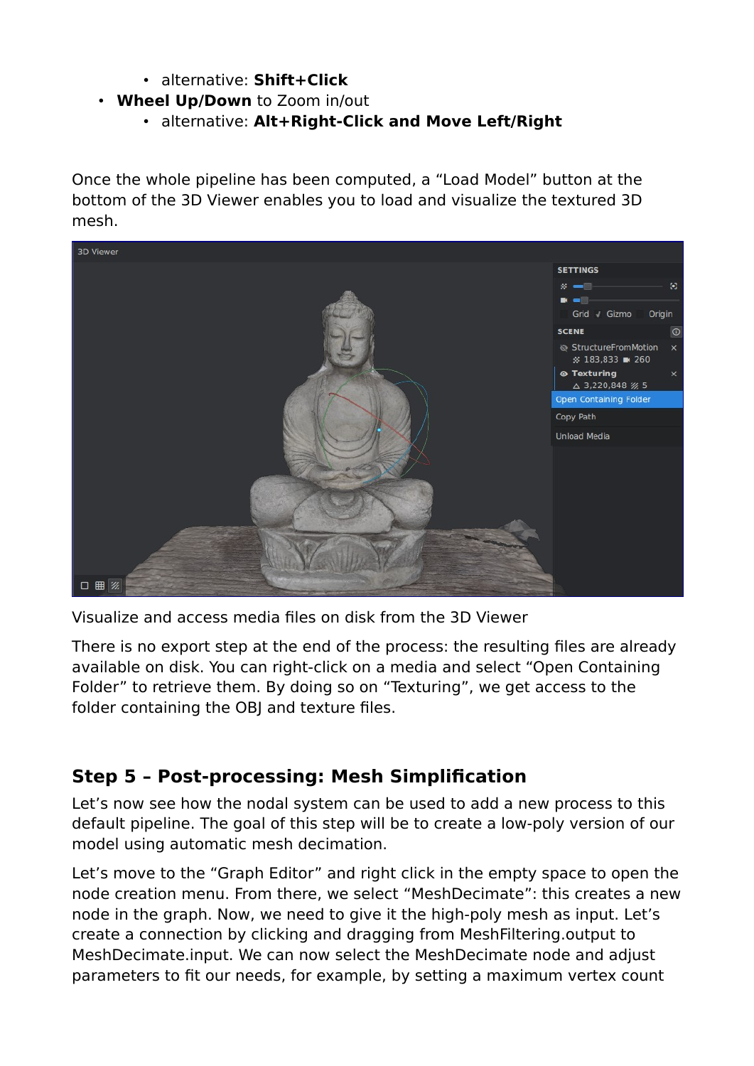- alternative: **Shift+Click**
- **Wheel Up/Down** to Zoom in/out
  - alternative: **Alt+Right-Click and Move Left/Right**

Once the whole pipeline has been computed, a “Load Model” button at the bottom of the 3D Viewer enables you to load and visualize the textured 3D mesh.

Visualize and access media files on disk from the 3D Viewer

There is no export step at the end of the process: the resulting files are already available on disk. You can right-click on a media and select “Open Containing Folder” to retrieve them. By doing so on “Texturing”, we get access to the folder containing the OBJ and texture files.

## Step 5 – Post-processing: Mesh Simplification

Let’s now see how the nodal system can be used to add a new process to this default pipeline. The goal of this step will be to create a low-poly version of our model using automatic mesh decimation.

Let’s move to the “Graph Editor” and right click in the empty space to open the node creation menu. From there, we select “MeshDecimate”: this creates a new node in the graph. Now, we need to give it the high-poly mesh as input. Let’s create a connection by clicking and dragging from MeshFiltering.output to MeshDecimate.input. We can now select the MeshDecimate node and adjust parameters to fit our needs, for example, by setting a maximum vertex count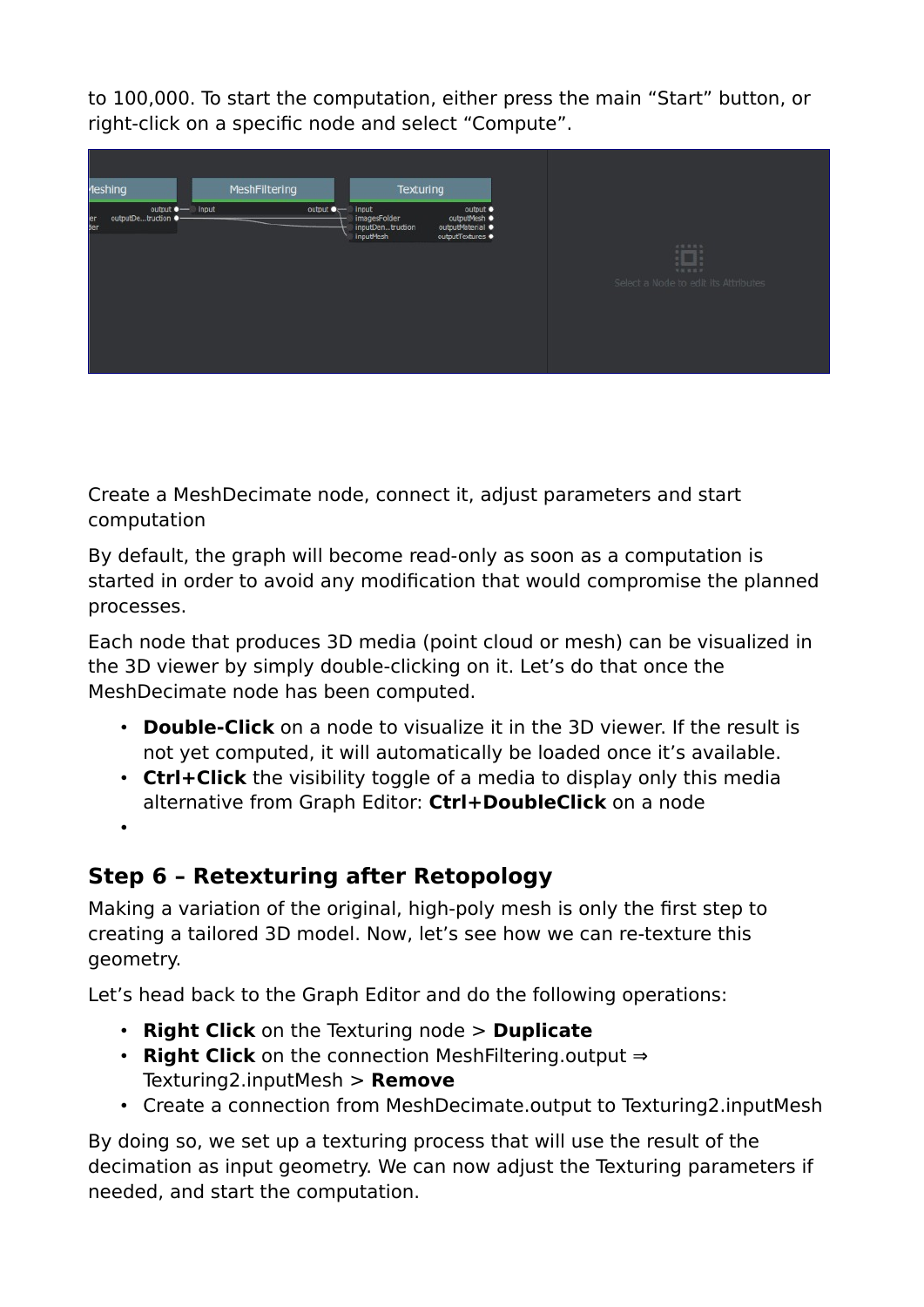to 100,000. To start the computation, either press the main “Start” button, or right-click on a specific node and select “Compute”.

Create a MeshDecimate node, connect it, adjust parameters and start computation

By default, the graph will become read-only as soon as a computation is started in order to avoid any modification that would compromise the planned processes.

Each node that produces 3D media (point cloud or mesh) can be visualized in the 3D viewer by simply double-clicking on it. Let’s do that once the MeshDecimate node has been computed.

- **Double-Click** on a node to visualize it in the 3D viewer. If the result is not yet computed, it will automatically be loaded once it’s available.
- **Ctrl+Click** the visibility toggle of a media to display only this media alternative from Graph Editor: **Ctrl+DoubleClick** on a node
- 

## Step 6 – Retexturing after Retopology

Making a variation of the original, high-poly mesh is only the first step to creating a tailored 3D model. Now, let’s see how we can re-texture this geometry.

Let’s head back to the Graph Editor and do the following operations:

- **Right Click** on the Texturing node > **Duplicate**
- **Right Click** on the connection MeshFiltering.output ⇒ Texturing2.inputMesh > **Remove**
- Create a connection from MeshDecimate.output to Texturing2.inputMesh

By doing so, we set up a texturing process that will use the result of the decimation as input geometry. We can now adjust the Texturing parameters if needed, and start the computation.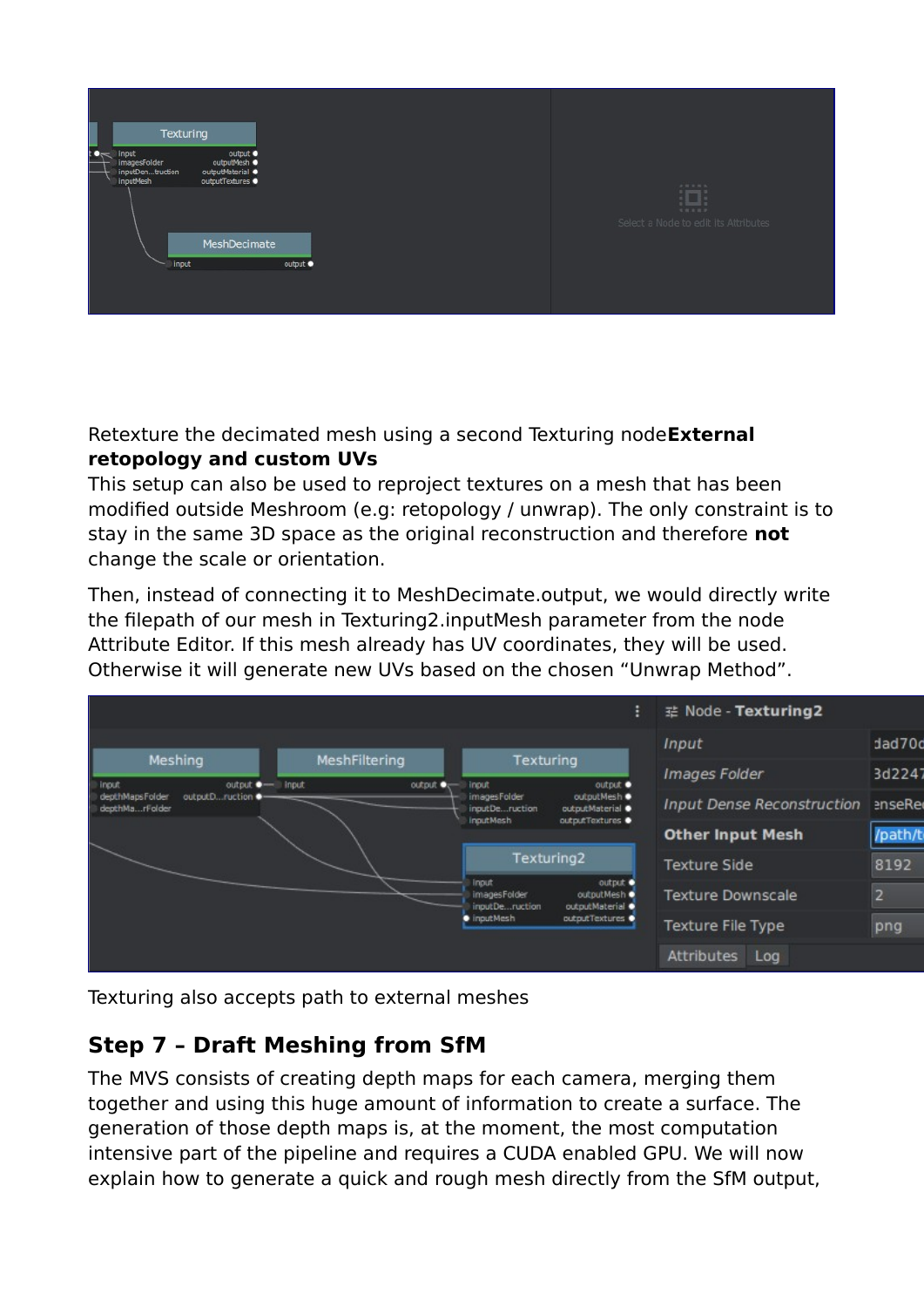Retexture the decimated mesh using a second Texturing node**External retopology and custom UVs**
This setup can also be used to reproject textures on a mesh that has been modified outside Meshroom (e.g: retopology / unwrap). The only constraint is to stay in the same 3D space as the original reconstruction and therefore **not** change the scale or orientation.

Then, instead of connecting it to MeshDecimate.output, we would directly write the filepath of our mesh in Texturing2.inputMesh parameter from the node Attribute Editor. If this mesh already has UV coordinates, they will be used. Otherwise it will generate new UVs based on the chosen “Unwrap Method”.

Texturing also accepts path to external meshes

## Step 7 – Draft Meshing from SfM

The MVS consists of creating depth maps for each camera, merging them together and using this huge amount of information to create a surface. The generation of those depth maps is, at the moment, the most computation intensive part of the pipeline and requires a CUDA enabled GPU. We will now explain how to generate a quick and rough mesh directly from the SfM output,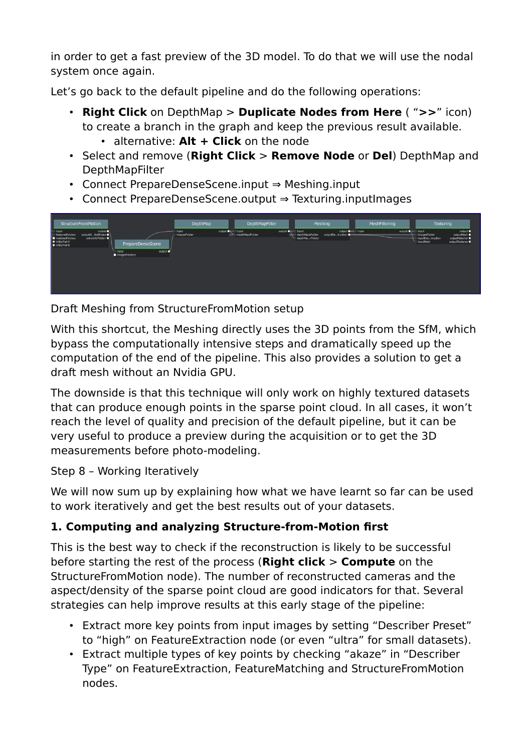in order to get a fast preview of the 3D model. To do that we will use the nodal system once again.

Let's go back to the default pipeline and do the following operations:

- **Right Click** on DepthMap > **Duplicate Nodes from Here** ( "**>>**" icon) to create a branch in the graph and keep the previous result available.
    - alternative: **Alt + Click** on the node
- Select and remove (**Right Click** > **Remove Node** or **Del**) DepthMap and DepthMapFilter
- Connect PrepareDenseScene.input ⇒ Meshing.input
- Connect PrepareDenseScene.output ⇒ Texturing.inputImages

Draft Meshing from StructureFromMotion setup

With this shortcut, the Meshing directly uses the 3D points from the SfM, which bypass the computationally intensive steps and dramatically speed up the computation of the end of the pipeline. This also provides a solution to get a draft mesh without an Nvidia GPU.

The downside is that this technique will only work on highly textured datasets that can produce enough points in the sparse point cloud. In all cases, it won't reach the level of quality and precision of the default pipeline, but it can be very useful to produce a preview during the acquisition or to get the 3D measurements before photo-modeling.

Step 8 – Working Iteratively

We will now sum up by explaining how what we have learnt so far can be used to work iteratively and get the best results out of your datasets.

**1. Computing and analyzing Structure-from-Motion first**

This is the best way to check if the reconstruction is likely to be successful before starting the rest of the process (**Right click** > **Compute** on the StructureFromMotion node). The number of reconstructed cameras and the aspect/density of the sparse point cloud are good indicators for that. Several strategies can help improve results at this early stage of the pipeline:

- Extract more key points from input images by setting "Describer Preset" to "high" on FeatureExtraction node (or even "ultra" for small datasets).
- Extract multiple types of key points by checking "akaze" in "Describer Type" on FeatureExtraction, FeatureMatching and StructureFromMotion nodes.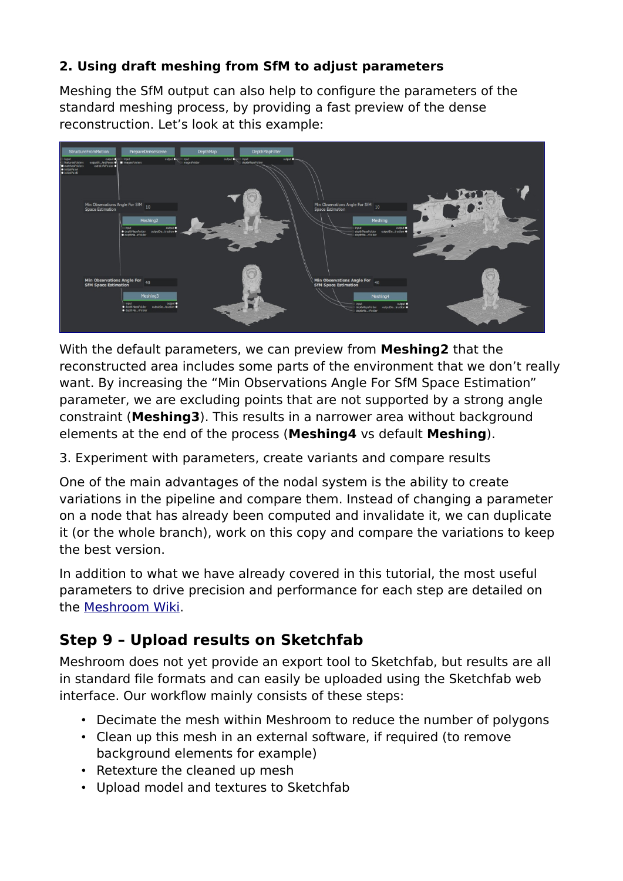**2. Using draft meshing from SfM to adjust parameters**

Meshing the SfM output can also help to configure the parameters of the standard meshing process, by providing a fast preview of the dense reconstruction. Let's look at this example:

With the default parameters, we can preview from **Meshing2** that the reconstructed area includes some parts of the environment that we don't really want. By increasing the "Min Observations Angle For SfM Space Estimation" parameter, we are excluding points that are not supported by a strong angle constraint (**Meshing3**). This results in a narrower area without background elements at the end of the process (**Meshing4** vs default **Meshing**).

3. Experiment with parameters, create variants and compare results

One of the main advantages of the nodal system is the ability to create variations in the pipeline and compare them. Instead of changing a parameter on a node that has already been computed and invalidate it, we can duplicate it (or the whole branch), work on this copy and compare the variations to keep the best version.

In addition to what we have already covered in this tutorial, the most useful parameters to drive precision and performance for each step are detailed on the Meshroom Wiki.

## Step 9 – Upload results on Sketchfab

Meshroom does not yet provide an export tool to Sketchfab, but results are all in standard file formats and can easily be uploaded using the Sketchfab web interface. Our workflow mainly consists of these steps:

- Decimate the mesh within Meshroom to reduce the number of polygons
- Clean up this mesh in an external software, if required (to remove background elements for example)
- Retexture the cleaned up mesh
- Upload model and textures to Sketchfab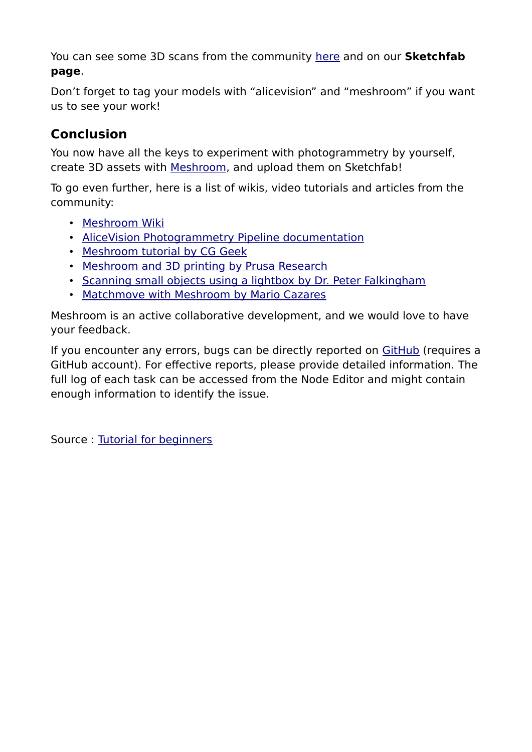You can see some 3D scans from the community here and on our **Sketchfab page**.

Don't forget to tag your models with "alicevision" and "meshroom" if you want us to see your work!

## Conclusion

You now have all the keys to experiment with photogrammetry by yourself, create 3D assets with Meshroom, and upload them on Sketchfab!

To go even further, here is a list of wikis, video tutorials and articles from the community:

- Meshroom Wiki
- AliceVision Photogrammetry Pipeline documentation
- Meshroom tutorial by CG Geek
- Meshroom and 3D printing by Prusa Research
- Scanning small objects using a lightbox by Dr. Peter Falkingham
- Matchmove with Meshroom by Mario Cazares

Meshroom is an active collaborative development, and we would love to have your feedback.

If you encounter any errors, bugs can be directly reported on GitHub (requires a GitHub account). For effective reports, please provide detailed information. The full log of each task can be accessed from the Node Editor and might contain enough information to identify the issue.

Source : Tutorial for beginners